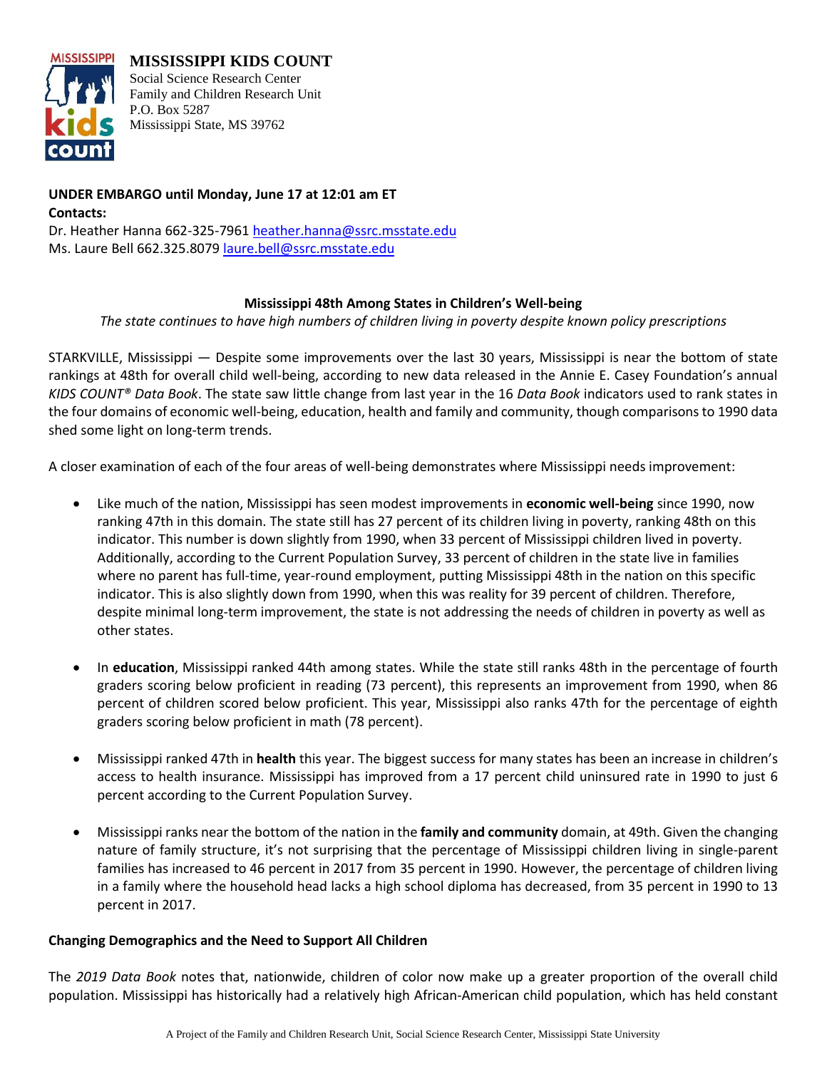**MISSISSIPPI KIDS COUNT**
Social Science Research Center
Family and Children Research Unit
P.O. Box 5287
Mississippi State, MS 39762

**UNDER EMBARGO until Monday, June 17 at 12:01 am ET**
**Contacts:**
Dr. Heather Hanna 662-325-7961 heather.hanna@ssrc.msstate.edu
Ms. Laure Bell 662.325.8079 laure.bell@ssrc.msstate.edu

## Mississippi 48th Among States in Children's Well-being

*The state continues to have high numbers of children living in poverty despite known policy prescriptions*

STARKVILLE, Mississippi — Despite some improvements over the last 30 years, Mississippi is near the bottom of state rankings at 48th for overall child well-being, according to new data released in the Annie E. Casey Foundation's annual *KIDS COUNT® Data Book*. The state saw little change from last year in the 16 *Data Book* indicators used to rank states in the four domains of economic well-being, education, health and family and community, though comparisons to 1990 data shed some light on long-term trends.

A closer examination of each of the four areas of well-being demonstrates where Mississippi needs improvement:

- Like much of the nation, Mississippi has seen modest improvements in **economic well-being** since 1990, now ranking 47th in this domain. The state still has 27 percent of its children living in poverty, ranking 48th on this indicator. This number is down slightly from 1990, when 33 percent of Mississippi children lived in poverty. Additionally, according to the Current Population Survey, 33 percent of children in the state live in families where no parent has full-time, year-round employment, putting Mississippi 48th in the nation on this specific indicator. This is also slightly down from 1990, when this was reality for 39 percent of children. Therefore, despite minimal long-term improvement, the state is not addressing the needs of children in poverty as well as other states.

- In **education**, Mississippi ranked 44th among states. While the state still ranks 48th in the percentage of fourth graders scoring below proficient in reading (73 percent), this represents an improvement from 1990, when 86 percent of children scored below proficient. This year, Mississippi also ranks 47th for the percentage of eighth graders scoring below proficient in math (78 percent).

- Mississippi ranked 47th in **health** this year. The biggest success for many states has been an increase in children's access to health insurance. Mississippi has improved from a 17 percent child uninsured rate in 1990 to just 6 percent according to the Current Population Survey.

- Mississippi ranks near the bottom of the nation in the **family and community** domain, at 49th. Given the changing nature of family structure, it's not surprising that the percentage of Mississippi children living in single-parent families has increased to 46 percent in 2017 from 35 percent in 1990. However, the percentage of children living in a family where the household head lacks a high school diploma has decreased, from 35 percent in 1990 to 13 percent in 2017.

### Changing Demographics and the Need to Support All Children

The *2019 Data Book* notes that, nationwide, children of color now make up a greater proportion of the overall child population. Mississippi has historically had a relatively high African-American child population, which has held constant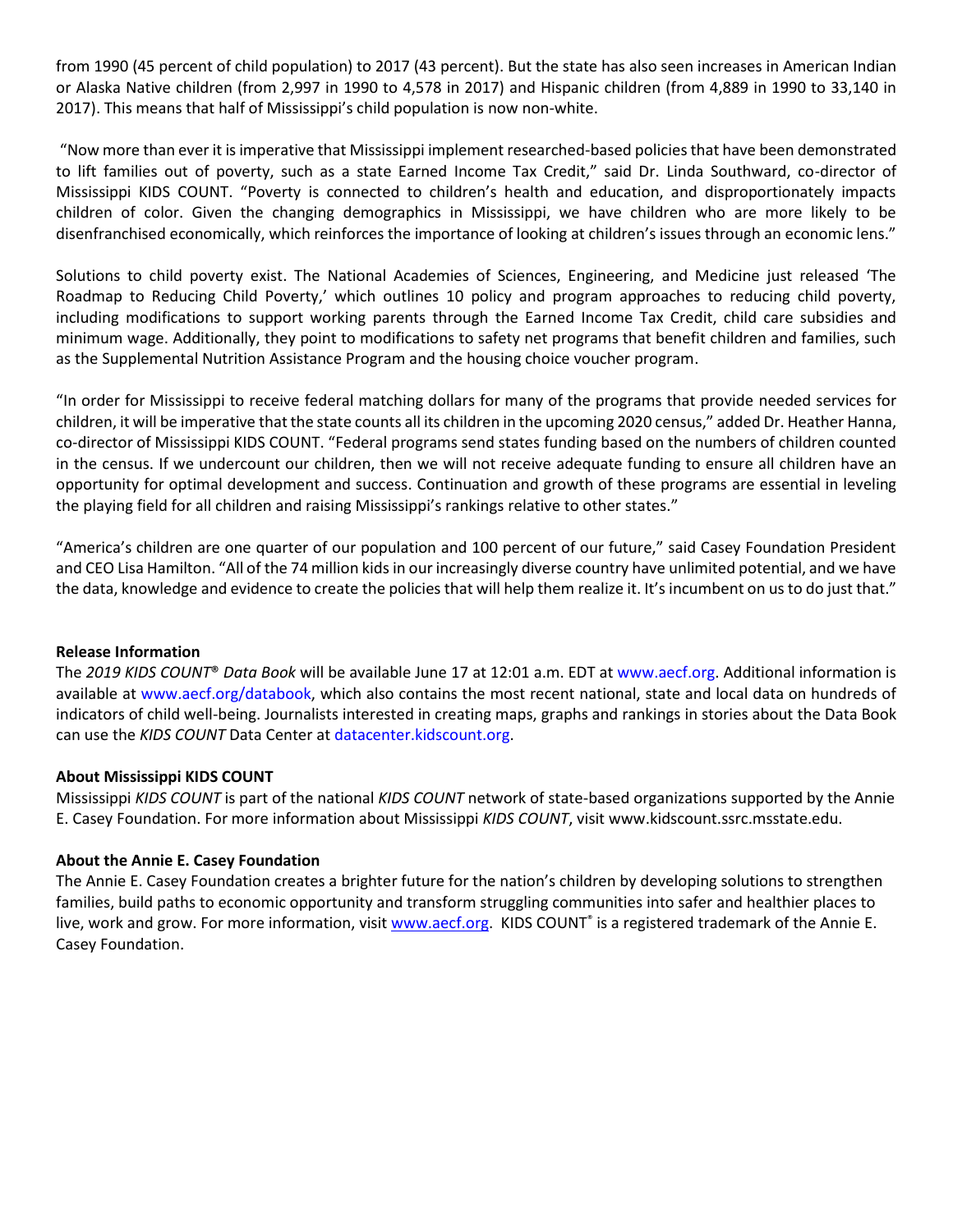from 1990 (45 percent of child population) to 2017 (43 percent). But the state has also seen increases in American Indian or Alaska Native children (from 2,997 in 1990 to 4,578 in 2017) and Hispanic children (from 4,889 in 1990 to 33,140 in 2017). This means that half of Mississippi's child population is now non-white.

"Now more than ever it is imperative that Mississippi implement researched-based policies that have been demonstrated to lift families out of poverty, such as a state Earned Income Tax Credit," said Dr. Linda Southward, co-director of Mississippi KIDS COUNT. "Poverty is connected to children's health and education, and disproportionately impacts children of color. Given the changing demographics in Mississippi, we have children who are more likely to be disenfranchised economically, which reinforces the importance of looking at children's issues through an economic lens."

Solutions to child poverty exist. The National Academies of Sciences, Engineering, and Medicine just released 'The Roadmap to Reducing Child Poverty,' which outlines 10 policy and program approaches to reducing child poverty, including modifications to support working parents through the Earned Income Tax Credit, child care subsidies and minimum wage. Additionally, they point to modifications to safety net programs that benefit children and families, such as the Supplemental Nutrition Assistance Program and the housing choice voucher program.

"In order for Mississippi to receive federal matching dollars for many of the programs that provide needed services for children, it will be imperative that the state counts all its children in the upcoming 2020 census," added Dr. Heather Hanna, co-director of Mississippi KIDS COUNT. "Federal programs send states funding based on the numbers of children counted in the census. If we undercount our children, then we will not receive adequate funding to ensure all children have an opportunity for optimal development and success. Continuation and growth of these programs are essential in leveling the playing field for all children and raising Mississippi's rankings relative to other states."

"America's children are one quarter of our population and 100 percent of our future," said Casey Foundation President and CEO Lisa Hamilton. "All of the 74 million kids in our increasingly diverse country have unlimited potential, and we have the data, knowledge and evidence to create the policies that will help them realize it. It's incumbent on us to do just that."

**Release Information**

The *2019 KIDS COUNT® Data Book* will be available June 17 at 12:01 a.m. EDT at www.aecf.org. Additional information is available at www.aecf.org/databook, which also contains the most recent national, state and local data on hundreds of indicators of child well-being. Journalists interested in creating maps, graphs and rankings in stories about the Data Book can use the *KIDS COUNT* Data Center at datacenter.kidscount.org.

**About Mississippi KIDS COUNT**

Mississippi *KIDS COUNT* is part of the national *KIDS COUNT* network of state-based organizations supported by the Annie E. Casey Foundation. For more information about Mississippi *KIDS COUNT*, visit www.kidscount.ssrc.msstate.edu.

**About the Annie E. Casey Foundation**

The Annie E. Casey Foundation creates a brighter future for the nation's children by developing solutions to strengthen families, build paths to economic opportunity and transform struggling communities into safer and healthier places to live, work and grow. For more information, visit www.aecf.org. KIDS COUNT® is a registered trademark of the Annie E. Casey Foundation.